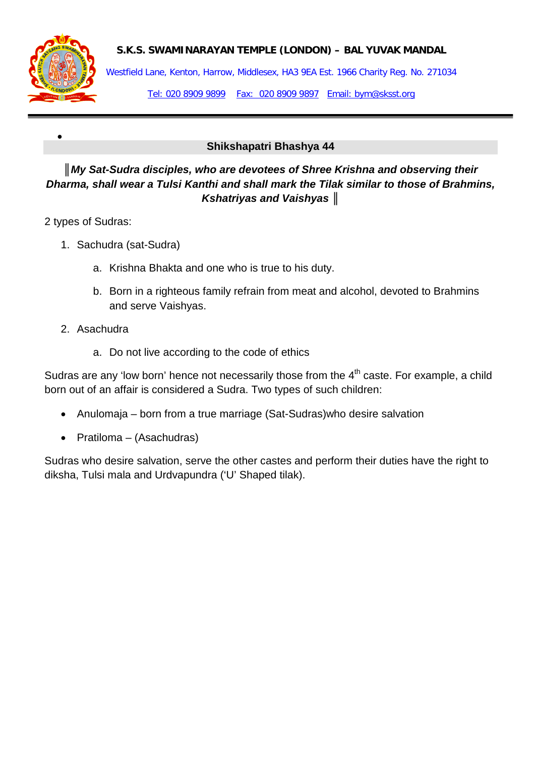**S.K.S. SWAMI NARAYAN TEMPLE (LONDON) – BAL YUVAK MANDAL**

Westfield Lane, Kenton, Harrow, Middlesex, HA3 9EA Est. 1966 Charity Reg. No. 271034

Tel: 020 8909 9899 Fax: 020 8909 9897 Email: bym@sksst.org

## Shikshapatri Bhashya 44

***║My Sat-Sudra disciples, who are devotees of Shree Krishna and observing their Dharma, shall wear a Tulsi Kanthi and shall mark the Tilak similar to those of Brahmins, Kshatriyas and Vaishyas ║***

2 types of Sudras:

1. Sachudra (sat-Sudra)
   a. Krishna Bhakta and one who is true to his duty.
   b. Born in a righteous family refrain from meat and alcohol, devoted to Brahmins and serve Vaishyas.
2. Asachudra
   a. Do not live according to the code of ethics

Sudras are any 'low born' hence not necessarily those from the 4th caste. For example, a child born out of an affair is considered a Sudra. Two types of such children:

- Anulomaja – born from a true marriage (Sat-Sudras)who desire salvation
- Pratiloma – (Asachudras)

Sudras who desire salvation, serve the other castes and perform their duties have the right to diksha, Tulsi mala and Urdvapundra ('U' Shaped tilak).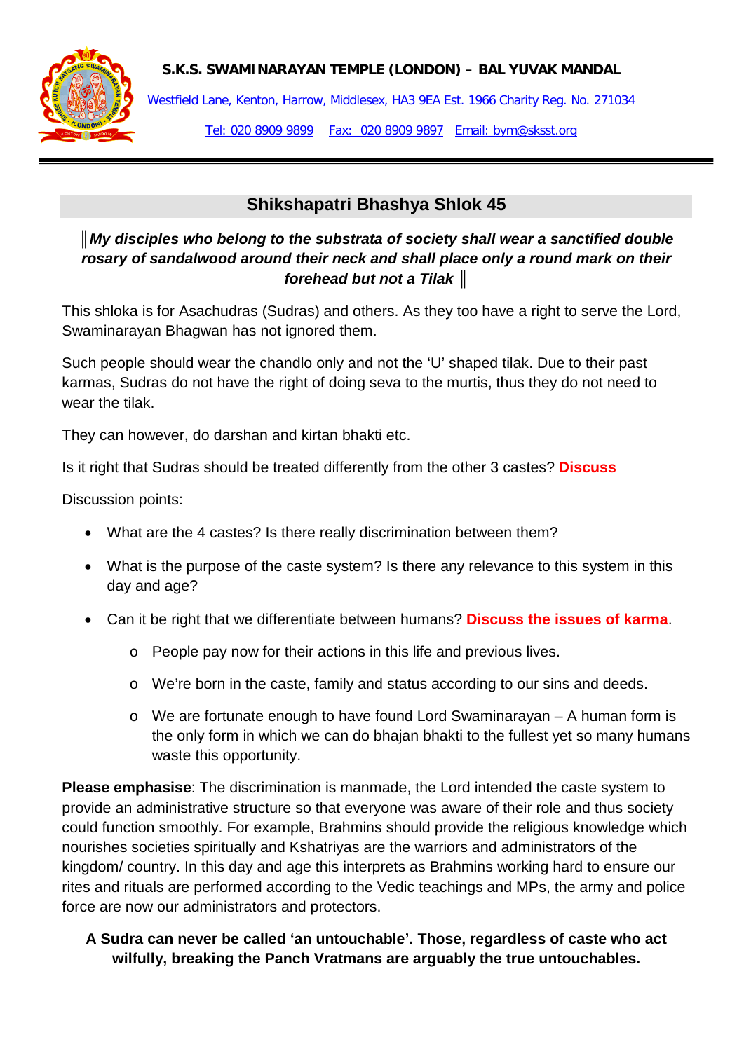**S.K.S. SWAMINARAYAN TEMPLE (LONDON) – BAL YUVAK MANDAL**

Westfield Lane, Kenton, Harrow, Middlesex, HA3 9EA Est. 1966 Charity Reg. No. 271034

Tel: 020 8909 9899    Fax: 020 8909 9897    Email: bym@sksst.org

## Shikshapatri Bhashya Shlok 45

***║My disciples who belong to the substrata of society shall wear a sanctified double rosary of sandalwood around their neck and shall place only a round mark on their forehead but not a Tilak ║***

This shloka is for Asachudras (Sudras) and others. As they too have a right to serve the Lord, Swaminarayan Bhagwan has not ignored them.

Such people should wear the chandlo only and not the 'U' shaped tilak. Due to their past karmas, Sudras do not have the right of doing seva to the murtis, thus they do not need to wear the tilak.

They can however, do darshan and kirtan bhakti etc.

Is it right that Sudras should be treated differently from the other 3 castes? **Discuss**

Discussion points:

- What are the 4 castes? Is there really discrimination between them?
- What is the purpose of the caste system? Is there any relevance to this system in this day and age?
- Can it be right that we differentiate between humans? **Discuss the issues of karma**.
  - People pay now for their actions in this life and previous lives.
  - We're born in the caste, family and status according to our sins and deeds.
  - We are fortunate enough to have found Lord Swaminarayan – A human form is the only form in which we can do bhajan bhakti to the fullest yet so many humans waste this opportunity.

**Please emphasise**: The discrimination is manmade, the Lord intended the caste system to provide an administrative structure so that everyone was aware of their role and thus society could function smoothly. For example, Brahmins should provide the religious knowledge which nourishes societies spiritually and Kshatriyas are the warriors and administrators of the kingdom/ country. In this day and age this interprets as Brahmins working hard to ensure our rites and rituals are performed according to the Vedic teachings and MPs, the army and police force are now our administrators and protectors.

**A Sudra can never be called 'an untouchable'. Those, regardless of caste who act wilfully, breaking the Panch Vratmans are arguably the true untouchables.**